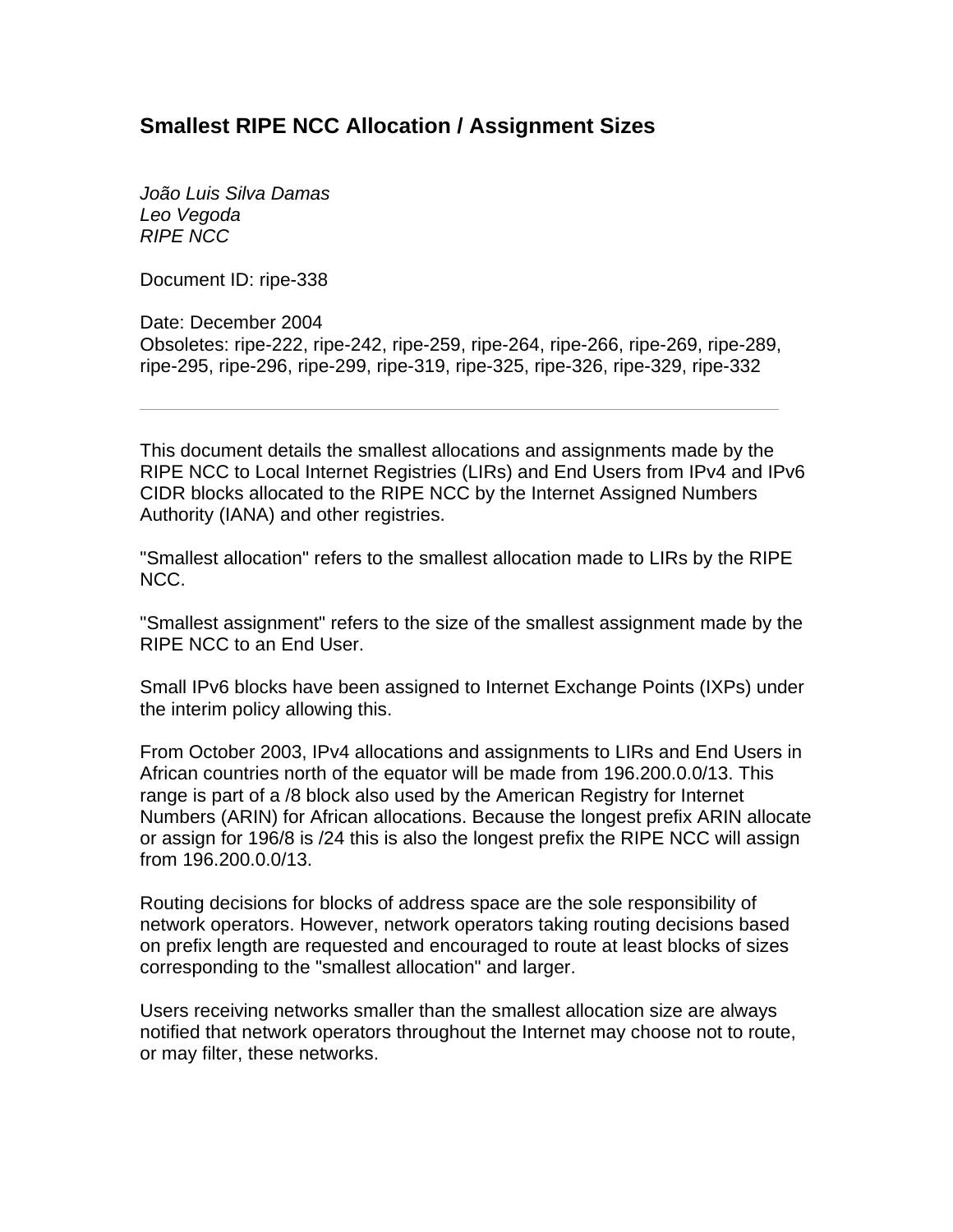# Smallest RIPE NCC Allocation / Assignment Sizes

*João Luis Silva Damas*
*Leo Vegoda*
*RIPE NCC*

Document ID: ripe-338

Date: December 2004
Obsoletes: ripe-222, ripe-242, ripe-259, ripe-264, ripe-266, ripe-269, ripe-289, ripe-295, ripe-296, ripe-299, ripe-319, ripe-325, ripe-326, ripe-329, ripe-332

---

This document details the smallest allocations and assignments made by the RIPE NCC to Local Internet Registries (LIRs) and End Users from IPv4 and IPv6 CIDR blocks allocated to the RIPE NCC by the Internet Assigned Numbers Authority (IANA) and other registries.

"Smallest allocation" refers to the smallest allocation made to LIRs by the RIPE NCC.

"Smallest assignment" refers to the size of the smallest assignment made by the RIPE NCC to an End User.

Small IPv6 blocks have been assigned to Internet Exchange Points (IXPs) under the interim policy allowing this.

From October 2003, IPv4 allocations and assignments to LIRs and End Users in African countries north of the equator will be made from 196.200.0.0/13. This range is part of a /8 block also used by the American Registry for Internet Numbers (ARIN) for African allocations. Because the longest prefix ARIN allocate or assign for 196/8 is /24 this is also the longest prefix the RIPE NCC will assign from 196.200.0.0/13.

Routing decisions for blocks of address space are the sole responsibility of network operators. However, network operators taking routing decisions based on prefix length are requested and encouraged to route at least blocks of sizes corresponding to the "smallest allocation" and larger.

Users receiving networks smaller than the smallest allocation size are always notified that network operators throughout the Internet may choose not to route, or may filter, these networks.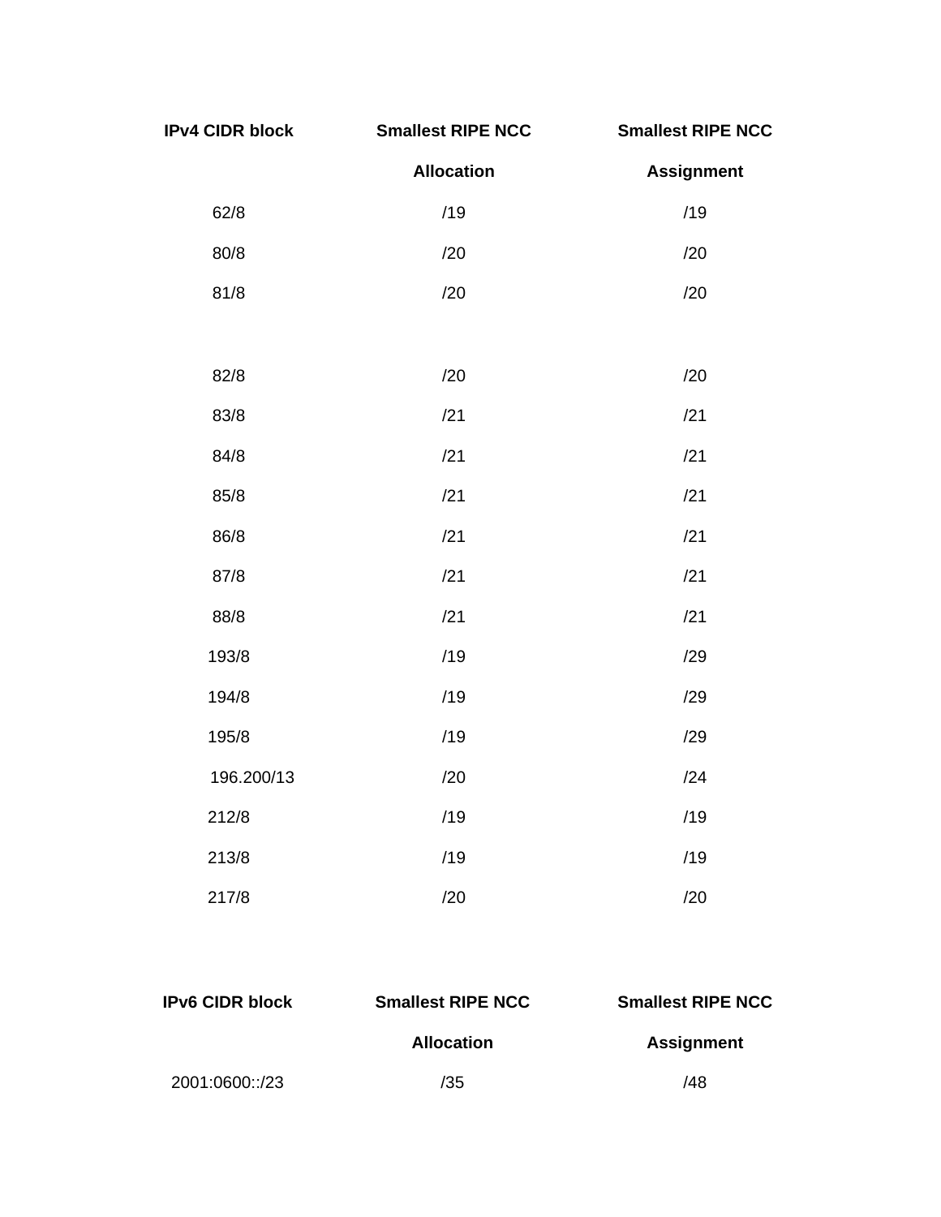| IPv4 CIDR block | Smallest RIPE NCC Allocation | Smallest RIPE NCC Assignment |
|---|---|---|
| 62/8 | /19 | /19 |
| 80/8 | /20 | /20 |
| 81/8 | /20 | /20 |
| 82/8 | /20 | /20 |
| 83/8 | /21 | /21 |
| 84/8 | /21 | /21 |
| 85/8 | /21 | /21 |
| 86/8 | /21 | /21 |
| 87/8 | /21 | /21 |
| 88/8 | /21 | /21 |
| 193/8 | /19 | /29 |
| 194/8 | /19 | /29 |
| 195/8 | /19 | /29 |
| 196.200/13 | /20 | /24 |
| 212/8 | /19 | /19 |
| 213/8 | /19 | /19 |
| 217/8 | /20 | /20 |

| IPv6 CIDR block | Smallest RIPE NCC Allocation | Smallest RIPE NCC Assignment |
|---|---|---|
| 2001:0600::/23 | /35 | /48 |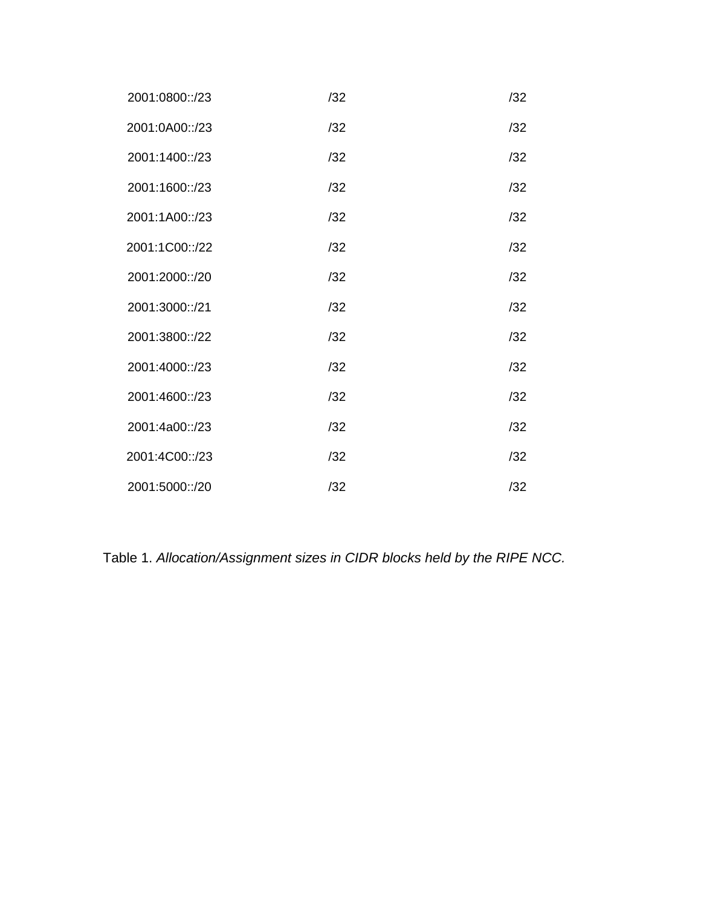| | | |
|---|---|---|
| 2001:0800::/23 | /32 | /32 |
| 2001:0A00::/23 | /32 | /32 |
| 2001:1400::/23 | /32 | /32 |
| 2001:1600::/23 | /32 | /32 |
| 2001:1A00::/23 | /32 | /32 |
| 2001:1C00::/22 | /32 | /32 |
| 2001:2000::/20 | /32 | /32 |
| 2001:3000::/21 | /32 | /32 |
| 2001:3800::/22 | /32 | /32 |
| 2001:4000::/23 | /32 | /32 |
| 2001:4600::/23 | /32 | /32 |
| 2001:4a00::/23 | /32 | /32 |
| 2001:4C00::/23 | /32 | /32 |
| 2001:5000::/20 | /32 | /32 |

Table 1. *Allocation/Assignment sizes in CIDR blocks held by the RIPE NCC.*